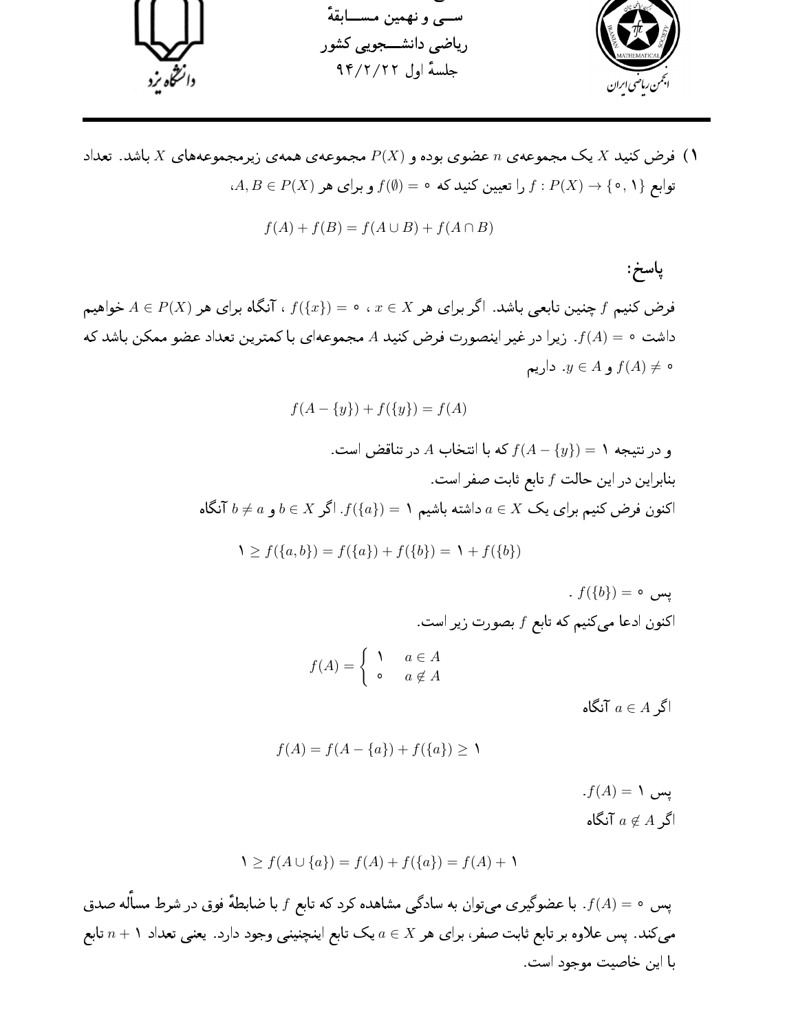سی و نهمین مسابقهٔ
ریاضی دانشجویی کشور
جلسهٔ اول ۹۴/۲/۲۲

۱) فرض کنید $X$ یک مجموعه‌ی $n$ عضوی بوده و $P(X)$ مجموعه‌ی همه‌ی زیرمجموعه‌های $X$ باشد. تعداد توابع $f : P(X) \to \{0, 1\}$ را تعیین کنید که $f(\emptyset) = 0$ و برای هر $A, B \in P(X)$،

$$f(A) + f(B) = f(A \cup B) + f(A \cap B)$$

## پاسخ:

فرض کنیم $f$ چنین تابعی باشد. اگر برای هر $x \in X$ ، $f(\{x\}) = 0$ ، آنگاه برای هر $A \in P(X)$ خواهیم داشت $f(A) = 0$. زیرا در غیر اینصورت فرض کنید $A$ مجموعه‌ای با کمترین تعداد عضو ممکن باشد که $f(A) \neq 0$ و $y \in A$. داریم

$$f(A - \{y\}) + f(\{y\}) = f(A)$$

و در نتیجه $f(A - \{y\}) = 1$ که با انتخاب $A$ در تناقض است.

بنابراین در این حالت $f$ تابع ثابت صفر است.

اکنون فرض کنیم برای یک $a \in X$ داشته باشیم $f(\{a\}) = 1$. اگر $b \in X$ و $b \neq a$ آنگاه

$$1 \geq f(\{a, b\}) = f(\{a\}) + f(\{b\}) = 1 + f(\{b\})$$

پس $f(\{b\}) = 0$ .

اکنون ادعا می‌کنیم که تابع $f$ بصورت زیر است.

$$f(A) = \begin{cases} 1 & a \in A \\ 0 & a \notin A \end{cases}$$

اگر $a \in A$ آنگاه

$$f(A) = f(A - \{a\}) + f(\{a\}) \geq 1$$

پس $f(A) = 1$.

اگر $a \notin A$ آنگاه

$$1 \geq f(A \cup \{a\}) = f(A) + f(\{a\}) = f(A) + 1$$

پس $f(A) = 0$. با عضوگیری می‌توان به سادگی مشاهده کرد که تابع $f$ با ضابطهٔ فوق در شرط مسألهٔ صدق می‌کند. پس علاوه بر تابع ثابت صفر، برای هر $a \in X$ یک تابع اینچنینی وجود دارد. یعنی تعداد $n + 1$ تابع با این خاصیت موجود است.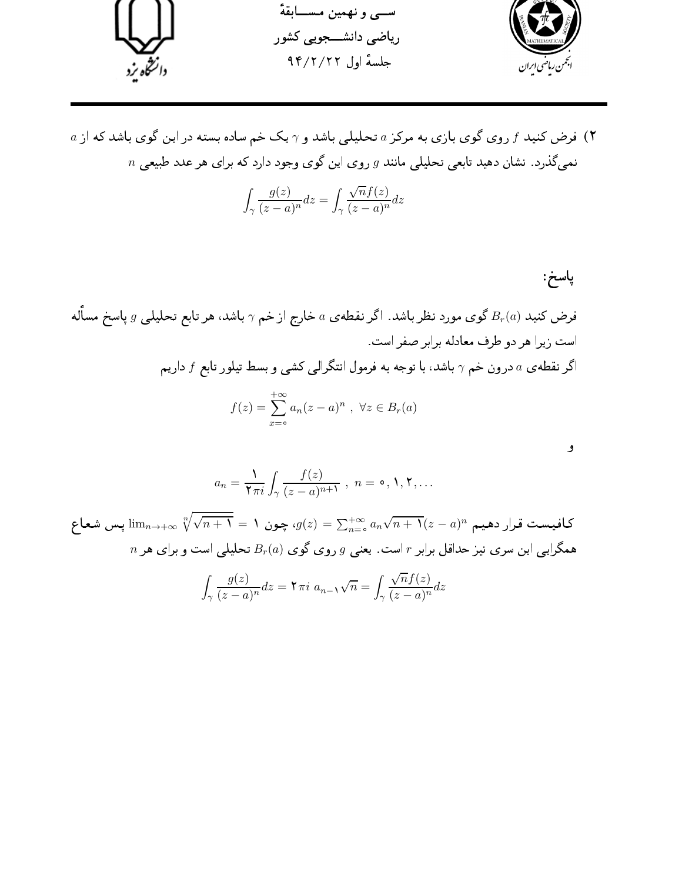۲) فرض کنید $f$ روی گوی بازی به مرکز $a$ تحلیلی باشد و $\gamma$ یک خم ساده بسته در این گوی باشد که از $a$ نمی‌گذرد. نشان دهید تابعی تحلیلی مانند $g$ روی این گوی وجود دارد که برای هر عدد طبیعی $n$

$$\int_\gamma \frac{g(z)}{(z-a)^n}dz = \int_\gamma \frac{\sqrt{n}f(z)}{(z-a)^n}dz$$

## پاسخ:

فرض کنید $B_r(a)$ گوی مورد نظر باشد. اگر نقطه‌ی $a$ خارج از خم $\gamma$ باشد، هر تابع تحلیلی $g$ پاسخ مسأله است زیرا هر دو طرف معادله برابر صفر است.

اگر نقطه‌ی $a$ درون خم $\gamma$ باشد، با توجه به فرمول انتگرالی کشی و بسط تیلور تابع $f$ داریم

$$f(z) = \sum_{x=0}^{+\infty} a_n(z-a)^n \ , \ \forall z \in B_r(a)$$

و

$$a_n = \frac{1}{2\pi i}\int_\gamma \frac{f(z)}{(z-a)^{n+1}} \ , \ n = 0, 1, 2, \dots$$

کافیست قرار دهیم $g(z) = \sum_{n=0}^{+\infty} a_n\sqrt{n+1}(z-a)^n$، چون $\lim_{n\to+\infty} \sqrt[n]{\sqrt{n+1}} = 1$ پس شعاع همگرایی این سری نیز حداقل برابر $r$ است. یعنی $g$ روی گوی $B_r(a)$ تحلیلی است و برای هر $n$

$$\int_\gamma \frac{g(z)}{(z-a)^n}dz = 2\pi i \ a_{n-1}\sqrt{n} = \int_\gamma \frac{\sqrt{n}f(z)}{(z-a)^n}dz$$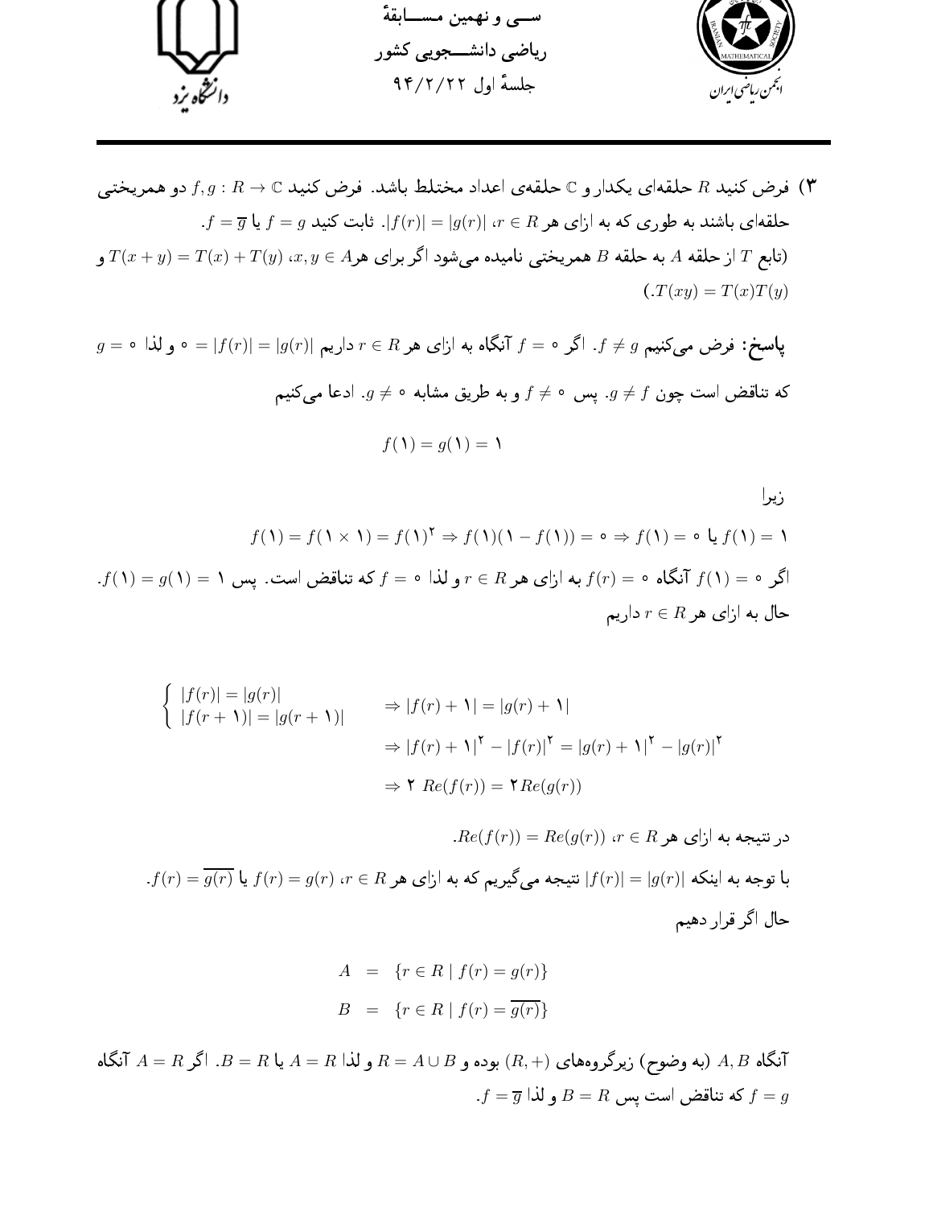۳) فرض کنید $R$ حلقه‌ای یکدار و $\mathbb{C}$ حلقه‌ی اعداد مختلط باشد. فرض کنید $f, g : R \to \mathbb{C}$ دو همریختی حلقه‌ای باشند به طوری که به ازای هر $r \in R$، $|f(r)| = |g(r)|$. ثابت کنید $f = g$ یا $f = \overline{g}$.

(تابع $T$ از حلقه $A$ به حلقه $B$ همریختی نامیده می‌شود اگر برای هر $x, y \in A$، $T(x+y) = T(x) + T(y)$ و $T(xy) = T(x)T(y)$.)

**پاسخ:** فرض می‌کنیم $g \neq f$. اگر $f = 0$ آنگاه به ازای هر $r \in R$ داریم $|g(r)| = |f(r)| = 0$ و لذا $g = 0$ که تناقض است چون $g \neq f$. پس $f \neq 0$ و به طریق مشابه $g \neq 0$. ادعا می‌کنیم

$$f(1) = g(1) = 1$$

زیرا

$$f(1) = f(1 \times 1) = f(1)^2 \Rightarrow f(1)(1 - f(1)) = 0 \Rightarrow f(1) = 0 \text{ یا } f(1) = 1$$

اگر $f(1) = 0$ آنگاه $f(r) = 0$ به ازای هر $r \in R$ و لذا $f = 0$ که تناقض است. پس $f(1) = g(1) = 1$.
حال به ازای هر $r \in R$ داریم

$$\begin{cases} |f(r)| = |g(r)| \\ |f(r+1)| = |g(r+1)| \end{cases} \Rightarrow |f(r) + 1| = |g(r) + 1|$$

$$\Rightarrow |f(r) + 1|^2 - |f(r)|^2 = |g(r) + 1|^2 - |g(r)|^2$$

$$\Rightarrow 2\, Re(f(r)) = 2\, Re(g(r))$$

در نتیجه به ازای هر $r \in R$، $Re(f(r)) = Re(g(r))$.

با توجه به اینکه $|f(r)| = |g(r)|$ نتیجه می‌گیریم که به ازای هر $r \in R$، $f(r) = g(r)$ یا $f(r) = \overline{g(r)}$.

حال اگر قرار دهیم

$$\begin{aligned} A &= \{r \in R \mid f(r) = g(r)\} \\ B &= \{r \in R \mid f(r) = \overline{g(r)}\} \end{aligned}$$

آنگاه $A, B$ (به وضوح) زیرگروه‌های $(R, +)$ بوده و $R = A \cup B$ و لذا $A = R$ یا $B = R$. اگر $A = R$ آنگاه $f = g$ که تناقض است پس $B = R$ و لذا $f = \overline{g}$.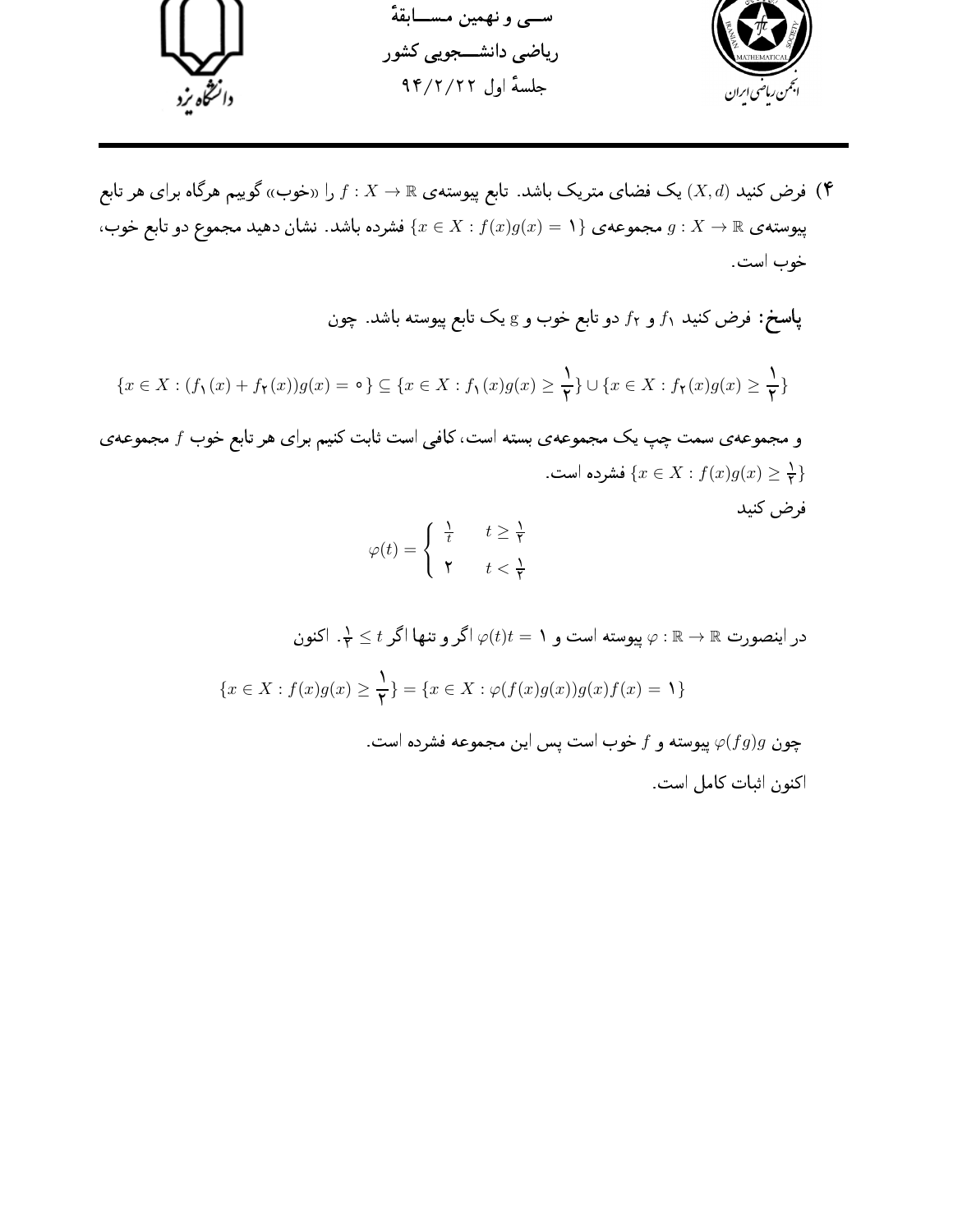**۴)** فرض کنید $(X,d)$ یک فضای متریک باشد. تابع پیوسته‌ی $f: X \to \mathbb{R}$ را «خوب» گوییم هرگاه برای هر تابع پیوسته‌ی $g: X \to \mathbb{R}$ مجموعه‌ی $\{x \in X : f(x)g(x) = 1\}$ فشرده باشد. نشان دهید مجموع دو تابع خوب، خوب است.

**پاسخ:** فرض کنید $f_1$ و $f_2$ دو تابع خوب و g یک تابع پیوسته باشد. چون

$$\{x \in X : (f_1(x) + f_2(x))g(x) = 1\} \subseteq \{x \in X : f_1(x)g(x) \geq \frac{1}{2}\} \cup \{x \in X : f_2(x)g(x) \geq \frac{1}{2}\}$$

و مجموعه‌ی سمت چپ یک مجموعه‌ی بسته است، کافی است ثابت کنیم برای هر تابع خوب $f$ مجموعه‌ی $\{x \in X : f(x)g(x) \geq \frac{1}{2}\}$ فشرده است.

فرض کنید

$$\varphi(t) = \begin{cases} \frac{1}{t} & t \geq \frac{1}{2} \\ 2 & t < \frac{1}{2} \end{cases}$$

در اینصورت $\varphi: \mathbb{R} \to \mathbb{R}$ پیوسته است و $\varphi(t)t = 1$ اگر و تنها اگر $t \geq \frac{1}{2}$. اکنون

$$\{x \in X : f(x)g(x) \geq \frac{1}{2}\} = \{x \in X : \varphi(f(x)g(x))g(x)f(x) = 1\}$$

چون $\varphi(fg)g$ پیوسته و $f$ خوب است پس این مجموعه فشرده است.

اکنون اثبات کامل است.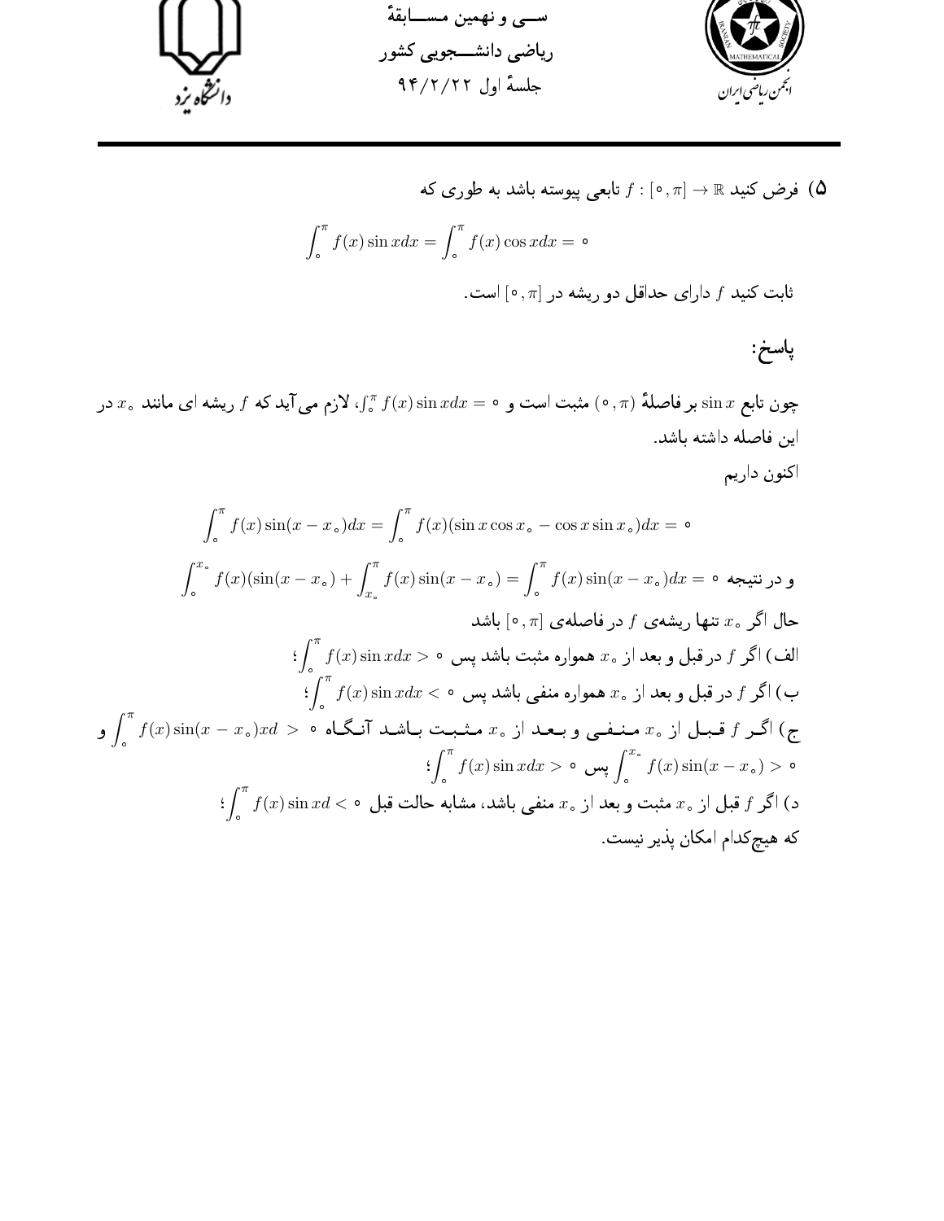۵) فرض کنید $f : [0, \pi] \to \mathbb{R}$ تابعی پیوسته باشد به طوری که

$$\int_0^\pi f(x)\sin x dx = \int_0^\pi f(x)\cos x dx = 0$$

ثابت کنید $f$ دارای حداقل دو ریشه در $[0, \pi]$ است.

## پاسخ:

چون تابع $\sin x$ بر فاصلهٔ $(0, \pi)$ مثبت است و $\int_0^\pi f(x)\sin x dx = 0$، لازم می‌آید که $f$ ریشه ای مانند $x_0$ در این فاصله داشته باشد.

اکنون داریم

$$\int_0^\pi f(x)\sin(x - x_0)dx = \int_0^\pi f(x)(\sin x\cos x_0 - \cos x\sin x_0)dx = 0$$

و در نتیجه $\int_0^{x_0} f(x)(\sin(x - x_0)) + \int_{x_0}^\pi f(x)\sin(x - x_0) = \int_0^\pi f(x)\sin(x - x_0)dx = 0$

حال اگر $x_0$ تنها ریشه‌ی $f$ در فاصله‌ی $[0, \pi]$ باشد

الف) اگر $f$ در قبل و بعد از $x_0$ همواره مثبت باشد پس $\int_0^\pi f(x)\sin x dx > 0$؛

ب) اگر $f$ در قبل و بعد از $x_0$ همواره منفی باشد پس $\int_0^\pi f(x)\sin x dx < 0$؛

ج) اگر $f$ قبل از $x_0$ منفی و بعد از $x_0$ مثبت باشد آنگاه $\int_0^\pi f(x)\sin(x - x_0)xd > 0$ و $\int_0^{x_0} f(x)\sin(x - x_0) > 0$ پس $\int_0^\pi f(x)\sin x dx > 0$؛

د) اگر $f$ قبل از $x_0$ مثبت و بعد از $x_0$ منفی باشد، مشابه حالت قبل $\int_0^\pi f(x)\sin xd < 0$؛

که هیچ‌کدام امکان پذیر نیست.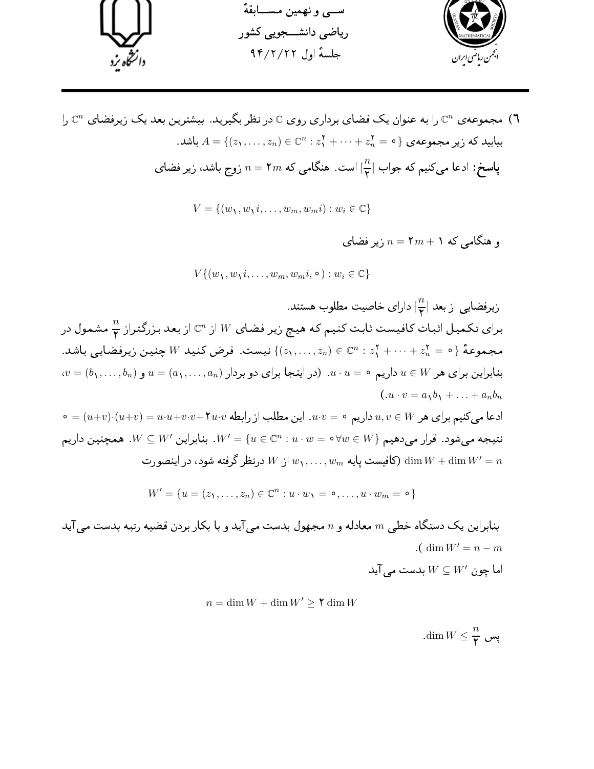۶) مجموعه‌ی $\mathbb{C}^n$ را به عنوان یک فضای برداری روی $\mathbb{C}$ در نظر بگیرید. بیشترین بعد یک زیرفضای $\mathbb{C}^n$ را بیابید که زیر مجموعه‌ی $A = \{(z_1, \dots, z_n) \in \mathbb{C}^n : z_1^2 + \cdots + z_n^2 = 0\}$ باشد.

**پاسخ:** ادعا می‌کنیم که جواب $[\frac{n}{2}]$ است. هنگامی که $n = 2m$ زوج باشد، زیر فضای

$$V = \{(w_1, w_1 i, \dots, w_m, w_m i) : w_i \in \mathbb{C}\}$$

و هنگامی که $n = 2m + 1$ زیر فضای

$$V\{(w_1, w_1 i, \dots, w_m, w_m i, 0) : w_i \in \mathbb{C}\}$$

زیرفضایی از بعد $[\frac{n}{2}]$ دارای خاصیت مطلوب هستند.

برای تکمیل اثبات کافیست ثابت کنیم که هیچ زیر فضای $W$ از $\mathbb{C}^n$ از بعد بزرگتراز $\frac{n}{2}$ مشمول در مجموعهٔ $\{(z_1, \dots, z_n) \in \mathbb{C}^n : z_1^2 + \cdots + z_n^2 = 0\}$ نیست. فرض کنید $W$ چنین زیرفضایی باشد. بنابراین برای هر $u \in W$ داریم $u \cdot u = 0$. (در اینجا برای دو بردار $u = (a_1, \dots, a_n)$ و $v = (b_1, \dots, b_n)$، $u \cdot v = a_1 b_1 + \dots + a_n b_n$.)

ادعا می‌کنیم برای هر $u, v \in W$ داریم $u \cdot v = 0$. این مطلب از رابطه $0 = (u+v)\cdot(u+v) = u\cdot u + v\cdot v + 2u\cdot v$ نتیجه می‌شود. قرار می‌دهیم $W' = \{u \in \mathbb{C}^n : u \cdot w = 0 \forall w \in W\}$. بنابراین $W \subseteq W'$. همچنین داریم $\dim W + \dim W' = n$ (کافیست پایه $w_1, \dots, w_m$ از $W$ درنظر گرفته شود، در اینصورت

$$W' = \{u = (z_1, \dots, z_n) \in \mathbb{C}^n : u \cdot w_1 = 0, \dots, u \cdot w_m = 0\}$$

بنابراین یک دستگاه خطی $m$ معادله و $n$ مجهول بدست می‌آید و با بکار بردن قضیه رتبه بدست می‌آید $\dim W' = n - m$.)

اما چون $W \subseteq W'$ بدست می‌آید

$$n = \dim W + \dim W' \geq 2 \dim W$$

پس $\dim W \leq \frac{n}{2}$.